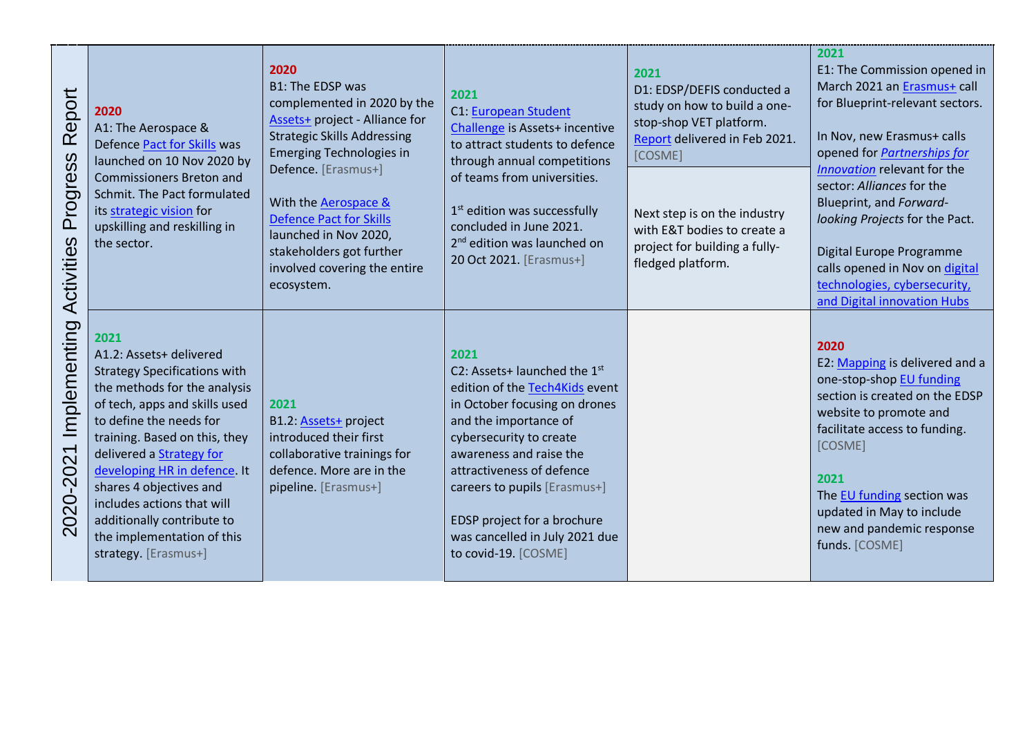# 2020-2021 Implementing Activities Progress Report

| A | B | C | D | E |
|---|---|---|---|---|
| **2020**<br>A1: The Aerospace & Defence Pact for Skills was launched on 10 Nov 2020 by Commissioners Breton and Schmit. The Pact formulated its strategic vision for upskilling and reskilling in the sector. | **2020**<br>B1: The EDSP was complemented in 2020 by the Assets+ project - Alliance for Strategic Skills Addressing Emerging Technologies in Defence. [Erasmus+]<br><br>With the Aerospace & Defence Pact for Skills launched in Nov 2020, stakeholders got further involved covering the entire ecosystem. | **2021**<br>C1: European Student Challenge is Assets+ incentive to attract students to defence through annual competitions of teams from universities.<br><br>1st edition was successfully concluded in June 2021.<br>2nd edition was launched on 20 Oct 2021. [Erasmus+] | **2021**<br>D1: EDSP/DEFIS conducted a study on how to build a one-stop-shop VET platform. Report delivered in Feb 2021. [COSME]<br><br>Next step is on the industry with E&T bodies to create a project for building a fully-fledged platform. | **2021**<br>E1: The Commission opened in March 2021 an Erasmus+ call for Blueprint-relevant sectors.<br><br>In Nov, new Erasmus+ calls opened for *Partnerships for Innovation* relevant for the sector: *Alliances* for the Blueprint, and *Forward-looking Projects* for the Pact.<br><br>Digital Europe Programme calls opened in Nov on digital technologies, cybersecurity, and Digital innovation Hubs |
| **2021**<br>A1.2: Assets+ delivered Strategy Specifications with the methods for the analysis of tech, apps and skills used to define the needs for training. Based on this, they delivered a Strategy for developing HR in defence. It shares 4 objectives and includes actions that will additionally contribute to the implementation of this strategy. [Erasmus+] | **2021**<br>B1.2: Assets+ project introduced their first collaborative trainings for defence. More are in the pipeline. [Erasmus+] | **2021**<br>C2: Assets+ launched the 1st edition of the Tech4Kids event in October focusing on drones and the importance of cybersecurity to create awareness and raise the attractiveness of defence careers to pupils [Erasmus+]<br><br>EDSP project for a brochure was cancelled in July 2021 due to covid-19. [COSME] | | **2020**<br>E2: Mapping is delivered and a one-stop-shop EU funding section is created on the EDSP website to promote and facilitate access to funding. [COSME]<br><br>**2021**<br>The EU funding section was updated in May to include new and pandemic response funds. [COSME] |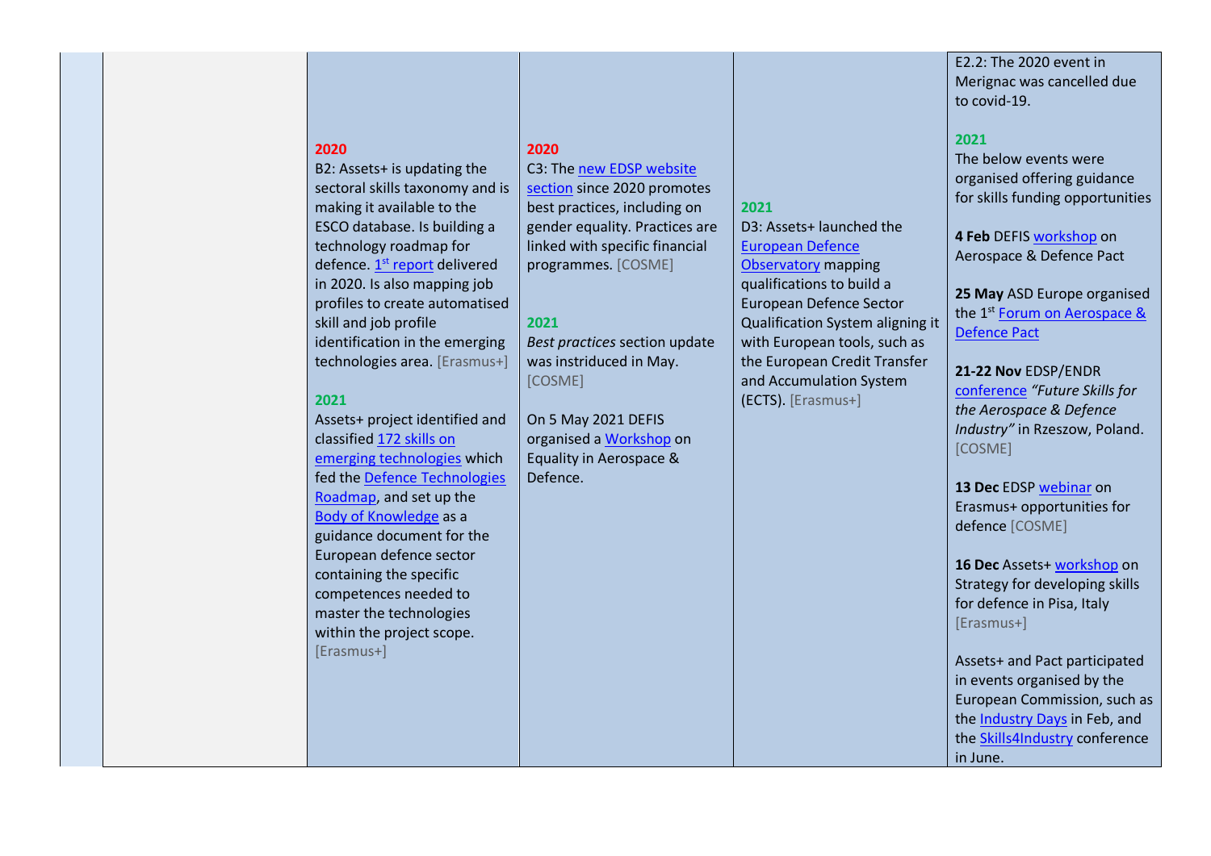| | | | | | |
|---|---|---|---|---|---|
| | | **2020**<br>B2: Assets+ is updating the sectoral skills taxonomy and is making it available to the ESCO database. Is building a technology roadmap for defence. 1st report delivered in 2020. Is also mapping job profiles to create automatised skill and job profile identification in the emerging technologies area. [Erasmus+]<br><br>**2021**<br>Assets+ project identified and classified 172 skills on emerging technologies which fed the Defence Technologies Roadmap, and set up the Body of Knowledge as a guidance document for the European defence sector containing the specific competences needed to master the technologies within the project scope. [Erasmus+] | **2020**<br>C3: The new EDSP website section since 2020 promotes best practices, including on gender equality. Practices are linked with specific financial programmes. [COSME]<br><br>**2021**<br>*Best practices* section update was instriduced in May. [COSME]<br><br>On 5 May 2021 DEFIS organised a Workshop on Equality in Aerospace & Defence. | **2021**<br>D3: Assets+ launched the European Defence Observatory mapping qualifications to build a European Defence Sector Qualification System aligning it with European tools, such as the European Credit Transfer and Accumulation System (ECTS). [Erasmus+] | E2.2: The 2020 event in Merignac was cancelled due to covid-19.<br><br>**2021**<br>The below events were organised offering guidance for skills funding opportunities<br><br>**4 Feb** DEFIS workshop on Aerospace & Defence Pact<br><br>**25 May** ASD Europe organised the 1st Forum on Aerospace & Defence Pact<br><br>**21-22 Nov** EDSP/ENDR conference *"Future Skills for the Aerospace & Defence Industry"* in Rzeszow, Poland. [COSME]<br><br>**13 Dec** EDSP webinar on Erasmus+ opportunities for defence [COSME]<br><br>**16 Dec** Assets+ workshop on Strategy for developing skills for defence in Pisa, Italy [Erasmus+]<br><br>Assets+ and Pact participated in events organised by the European Commission, such as the Industry Days in Feb, and the Skills4Industry conference in June. |